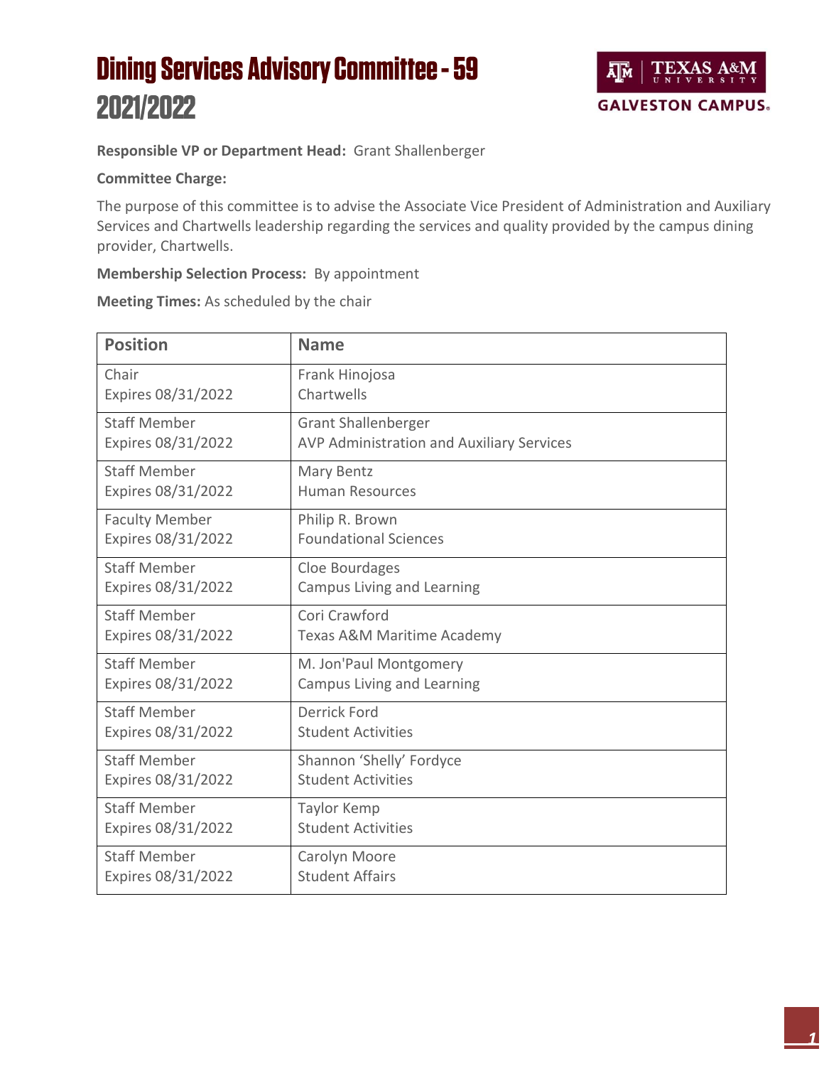# Dining Services Advisory Committee - 59
# 2021/2022

TEXAS A&M UNIVERSITY
GALVESTON CAMPUS.

**Responsible VP or Department Head:** Grant Shallenberger

**Committee Charge:**

The purpose of this committee is to advise the Associate Vice President of Administration and Auxiliary Services and Chartwells leadership regarding the services and quality provided by the campus dining provider, Chartwells.

**Membership Selection Process:** By appointment

**Meeting Times:** As scheduled by the chair

| Position | Name |
|---|---|
| Chair<br>Expires 08/31/2022 | Frank Hinojosa<br>Chartwells |
| Staff Member<br>Expires 08/31/2022 | Grant Shallenberger<br>AVP Administration and Auxiliary Services |
| Staff Member<br>Expires 08/31/2022 | Mary Bentz<br>Human Resources |
| Faculty Member<br>Expires 08/31/2022 | Philip R. Brown<br>Foundational Sciences |
| Staff Member<br>Expires 08/31/2022 | Cloe Bourdages<br>Campus Living and Learning |
| Staff Member<br>Expires 08/31/2022 | Cori Crawford<br>Texas A&M Maritime Academy |
| Staff Member<br>Expires 08/31/2022 | M. Jon'Paul Montgomery<br>Campus Living and Learning |
| Staff Member<br>Expires 08/31/2022 | Derrick Ford<br>Student Activities |
| Staff Member<br>Expires 08/31/2022 | Shannon 'Shelly' Fordyce<br>Student Activities |
| Staff Member<br>Expires 08/31/2022 | Taylor Kemp<br>Student Activities |
| Staff Member<br>Expires 08/31/2022 | Carolyn Moore<br>Student Affairs |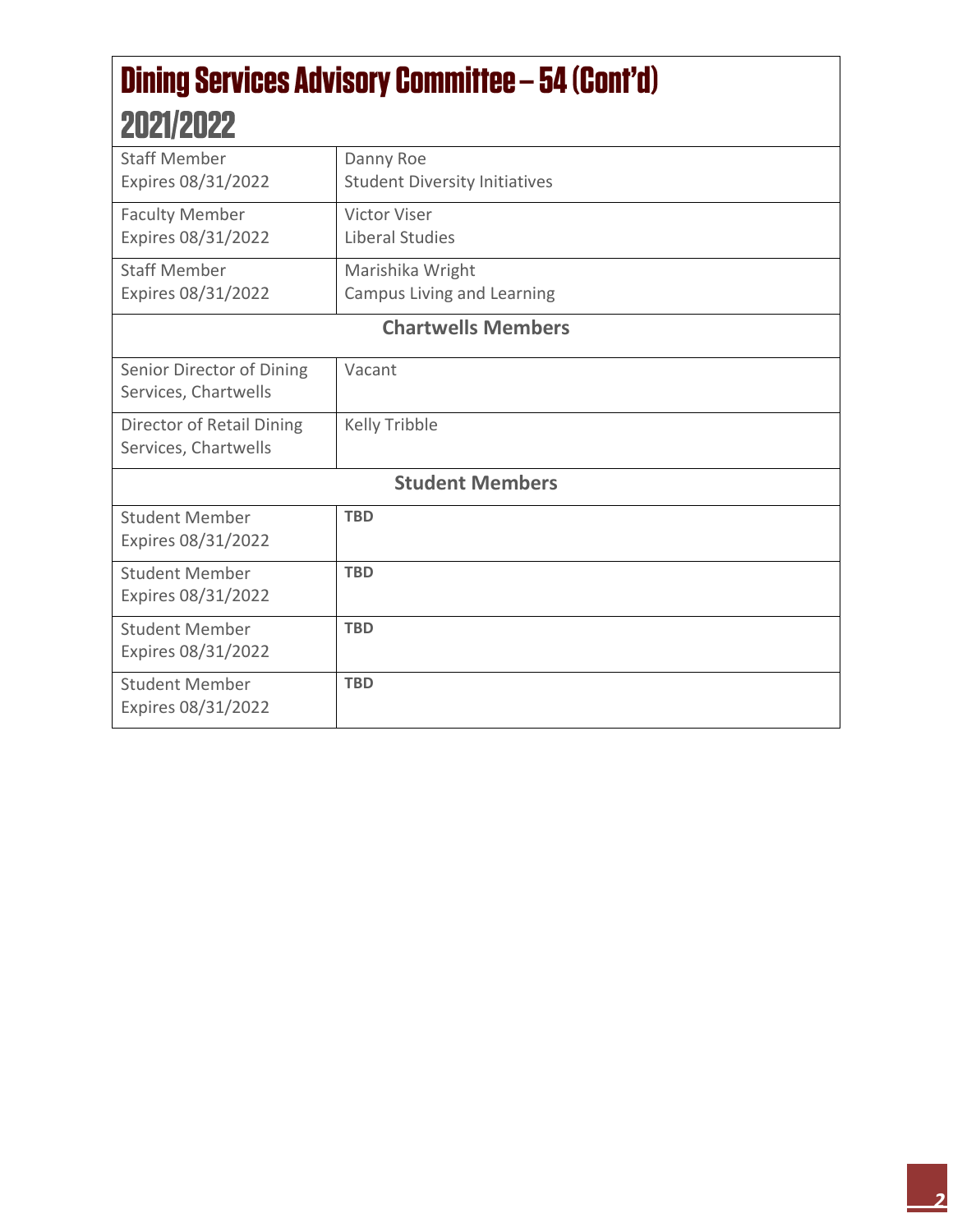# Dining Services Advisory Committee – 54 (Cont'd)
# 2021/2022

| | |
|---|---|
| Staff Member<br>Expires 08/31/2022 | Danny Roe<br>Student Diversity Initiatives |
| Faculty Member<br>Expires 08/31/2022 | Victor Viser<br>Liberal Studies |
| Staff Member<br>Expires 08/31/2022 | Marishika Wright<br>Campus Living and Learning |
| **Chartwells Members** | |
| Senior Director of Dining Services, Chartwells | Vacant |
| Director of Retail Dining Services, Chartwells | Kelly Tribble |
| **Student Members** | |
| Student Member<br>Expires 08/31/2022 | **TBD** |
| Student Member<br>Expires 08/31/2022 | **TBD** |
| Student Member<br>Expires 08/31/2022 | **TBD** |
| Student Member<br>Expires 08/31/2022 | **TBD** |